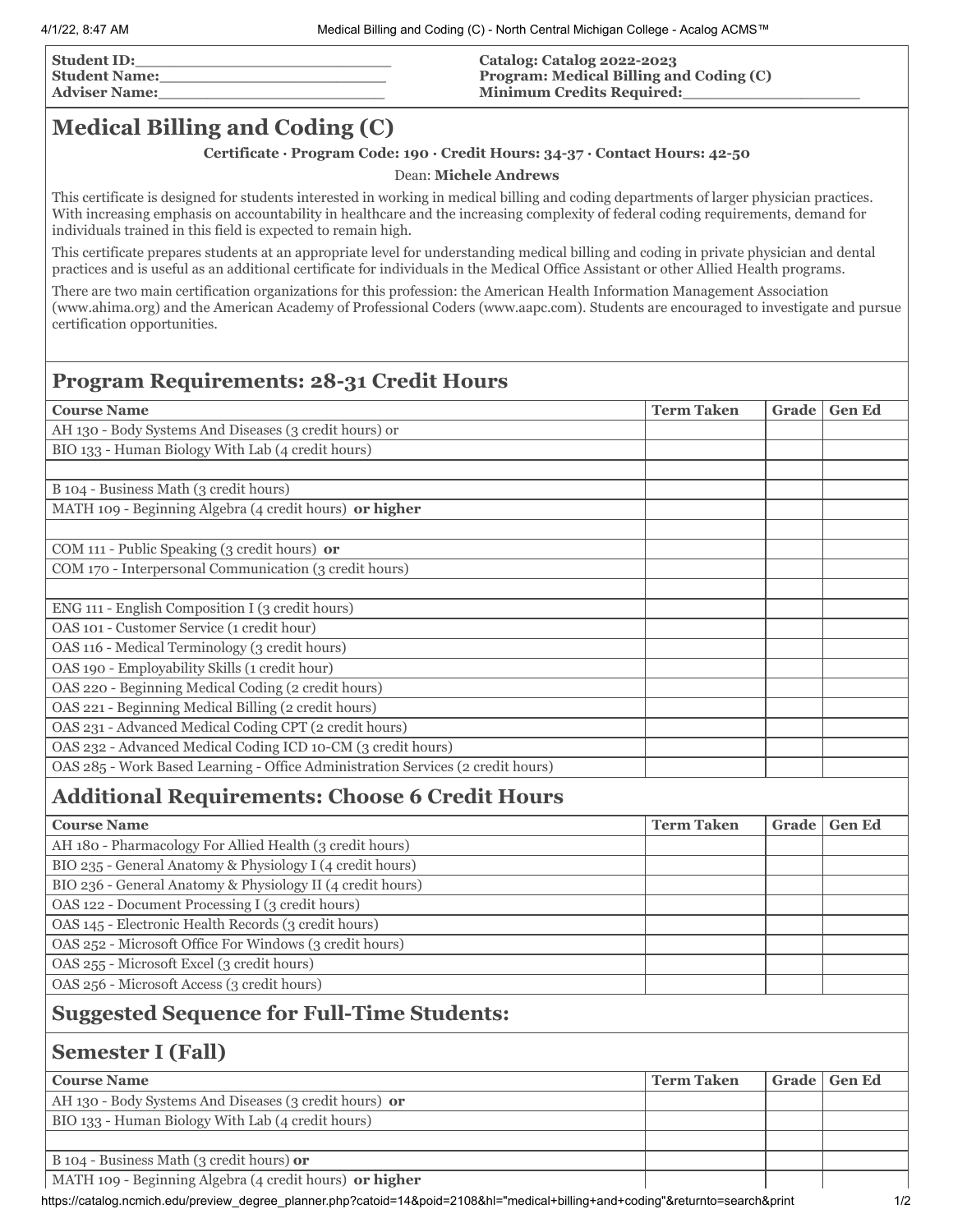| | |
|---|---|
| **Student ID:**\_\_\_\_\_\_\_\_\_\_\_\_\_\_\_\_\_\_\_\_\_\_\_\_\_\_ | **Catalog: Catalog 2022-2023** |
| **Student Name:**\_\_\_\_\_\_\_\_\_\_\_\_\_\_\_\_\_\_\_\_\_\_\_\_ | **Program: Medical Billing and Coding (C)** |
| **Adviser Name:**\_\_\_\_\_\_\_\_\_\_\_\_\_\_\_\_\_\_\_\_\_\_\_\_ | **Minimum Credits Required:**\_\_\_\_\_\_\_\_\_\_\_\_\_\_\_\_\_\_ |

# Medical Billing and Coding (C)

**Certificate · Program Code: 190 · Credit Hours: 34-37 · Contact Hours: 42-50**

Dean: **Michele Andrews**

This certificate is designed for students interested in working in medical billing and coding departments of larger physician practices. With increasing emphasis on accountability in healthcare and the increasing complexity of federal coding requirements, demand for individuals trained in this field is expected to remain high.

This certificate prepares students at an appropriate level for understanding medical billing and coding in private physician and dental practices and is useful as an additional certificate for individuals in the Medical Office Assistant or other Allied Health programs.

There are two main certification organizations for this profession: the American Health Information Management Association (www.ahima.org) and the American Academy of Professional Coders (www.aapc.com). Students are encouraged to investigate and pursue certification opportunities.

## Program Requirements: 28-31 Credit Hours

| Course Name | Term Taken | Grade | Gen Ed |
|---|---|---|---|
| AH 130 - Body Systems And Diseases (3 credit hours) or | | | |
| BIO 133 - Human Biology With Lab (4 credit hours) | | | |
| | | | |
| B 104 - Business Math (3 credit hours) | | | |
| MATH 109 - Beginning Algebra (4 credit hours) **or higher** | | | |
| | | | |
| COM 111 - Public Speaking (3 credit hours) **or** | | | |
| COM 170 - Interpersonal Communication (3 credit hours) | | | |
| | | | |
| ENG 111 - English Composition I (3 credit hours) | | | |
| OAS 101 - Customer Service (1 credit hour) | | | |
| OAS 116 - Medical Terminology (3 credit hours) | | | |
| OAS 190 - Employability Skills (1 credit hour) | | | |
| OAS 220 - Beginning Medical Coding (2 credit hours) | | | |
| OAS 221 - Beginning Medical Billing (2 credit hours) | | | |
| OAS 231 - Advanced Medical Coding CPT (2 credit hours) | | | |
| OAS 232 - Advanced Medical Coding ICD 10-CM (3 credit hours) | | | |
| OAS 285 - Work Based Learning - Office Administration Services (2 credit hours) | | | |

## Additional Requirements: Choose 6 Credit Hours

| Course Name | Term Taken | Grade | Gen Ed |
|---|---|---|---|
| AH 180 - Pharmacology For Allied Health (3 credit hours) | | | |
| BIO 235 - General Anatomy & Physiology I (4 credit hours) | | | |
| BIO 236 - General Anatomy & Physiology II (4 credit hours) | | | |
| OAS 122 - Document Processing I (3 credit hours) | | | |
| OAS 145 - Electronic Health Records (3 credit hours) | | | |
| OAS 252 - Microsoft Office For Windows (3 credit hours) | | | |
| OAS 255 - Microsoft Excel (3 credit hours) | | | |
| OAS 256 - Microsoft Access (3 credit hours) | | | |

## Suggested Sequence for Full-Time Students:

## Semester I (Fall)

| Course Name | Term Taken | Grade | Gen Ed |
|---|---|---|---|
| AH 130 - Body Systems And Diseases (3 credit hours) **or** | | | |
| BIO 133 - Human Biology With Lab (4 credit hours) | | | |
| | | | |
| B 104 - Business Math (3 credit hours) **or** | | | |
| MATH 109 - Beginning Algebra (4 credit hours) **or higher** | | | |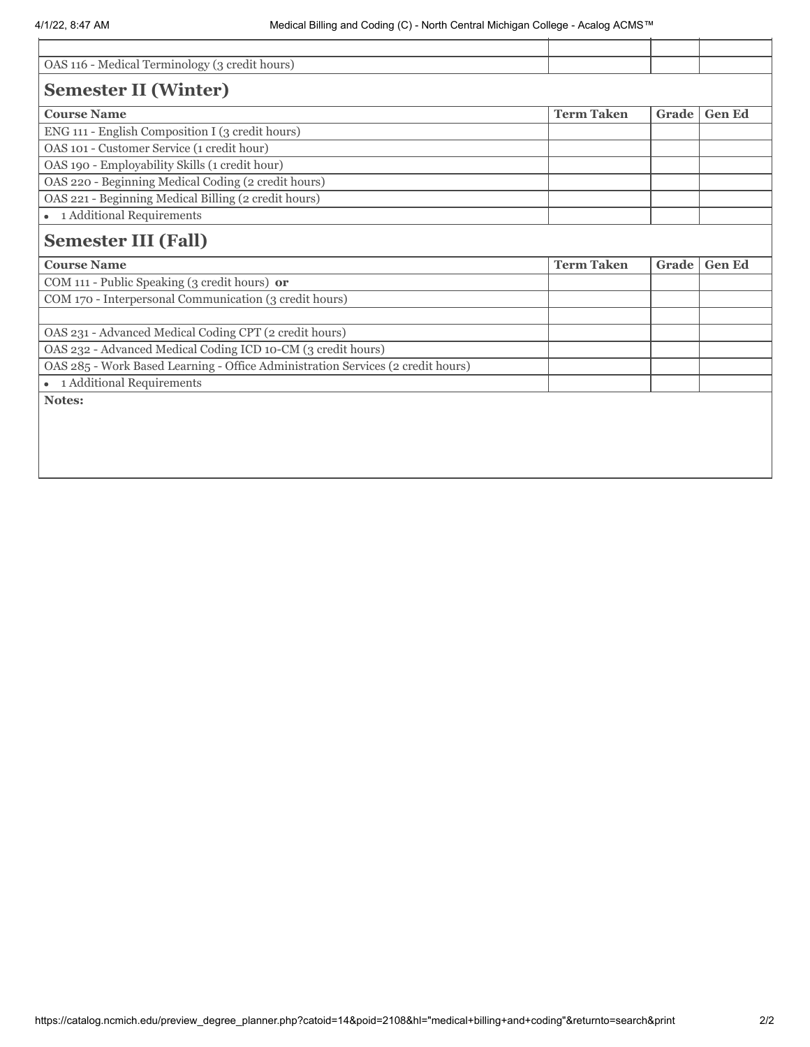| Course Name | Term Taken | Grade | Gen Ed |
|---|---|---|---|
| | | | |
| OAS 116 - Medical Terminology (3 credit hours) | | | |

## Semester II (Winter)

| Course Name | Term Taken | Grade | Gen Ed |
|---|---|---|---|
| ENG 111 - English Composition I (3 credit hours) | | | |
| OAS 101 - Customer Service (1 credit hour) | | | |
| OAS 190 - Employability Skills (1 credit hour) | | | |
| OAS 220 - Beginning Medical Coding (2 credit hours) | | | |
| OAS 221 - Beginning Medical Billing (2 credit hours) | | | |
| • 1 Additional Requirements | | | |

## Semester III (Fall)

| Course Name | Term Taken | Grade | Gen Ed |
|---|---|---|---|
| COM 111 - Public Speaking (3 credit hours) **or** | | | |
| COM 170 - Interpersonal Communication (3 credit hours) | | | |
| | | | |
| OAS 231 - Advanced Medical Coding CPT (2 credit hours) | | | |
| OAS 232 - Advanced Medical Coding ICD 10-CM (3 credit hours) | | | |
| OAS 285 - Work Based Learning - Office Administration Services (2 credit hours) | | | |
| • 1 Additional Requirements | | | |

**Notes:**